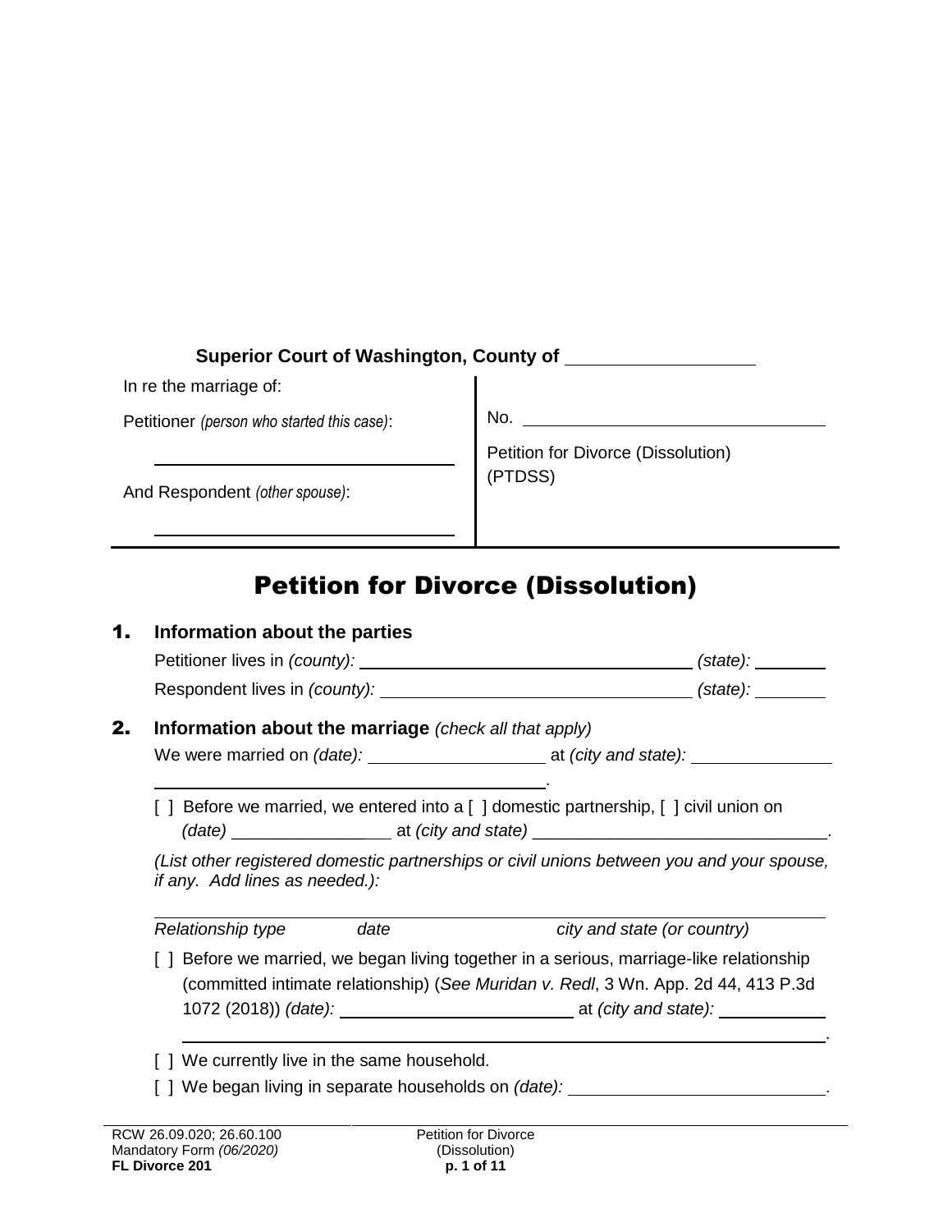**Superior Court of Washington, County of** ___________________

| In re the marriage of: | |
|---|---|
| Petitioner *(person who started this case)*: | No. ________________________________ |
| ________________________________ | Petition for Divorce (Dissolution) (PTDSS) |
| And Respondent *(other spouse)*: | |
| ________________________________ | |

# Petition for Divorce (Dissolution)

## 1. Information about the parties

Petitioner lives in *(county):* ___________________________________ *(state):* ________

Respondent lives in *(county):* _________________________________ *(state):* ________

## 2. Information about the marriage *(check all that apply)*

We were married on *(date):* ___________________ at *(city and state):* _______________

________________________________________.

[ ] Before we married, we entered into a [ ] domestic partnership, [ ] civil union on *(date)* ________________ at *(city and state)* _______________________________.

*(List other registered domestic partnerships or civil unions between you and your spouse, if any. Add lines as needed.):*

| *Relationship type* | *date* | *city and state (or country)* |
|---|---|---|

[ ] Before we married, we began living together in a serious, marriage-like relationship (committed intimate relationship) (*See Muridan v. Redl*, 3 Wn. App. 2d 44, 413 P.3d 1072 (2018)) *(date):* _________________________ at *(city and state):* ____________

_____________________________________________________________________.

[ ] We currently live in the same household.

[ ] We began living in separate households on *(date):* ___________________________.

RCW 26.09.020; 26.60.100
Mandatory Form *(06/2020)*
**FL Divorce 201**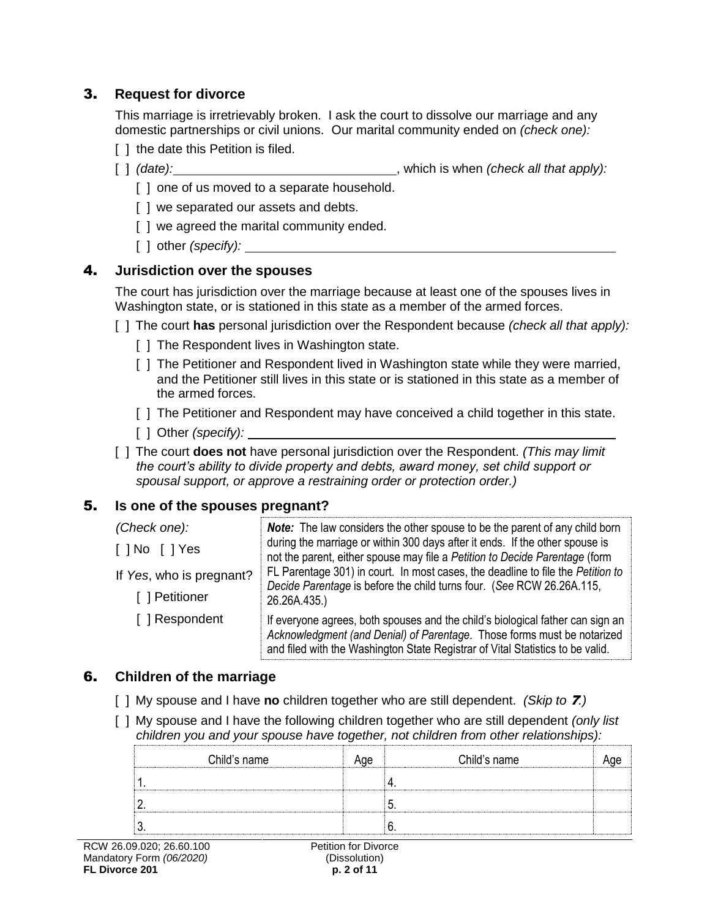## 3. Request for divorce

This marriage is irretrievably broken. I ask the court to dissolve our marriage and any domestic partnerships or civil unions. Our marital community ended on *(check one):*

[ ] the date this Petition is filed.

[ ] *(date):* \_\_\_\_\_\_\_\_\_\_\_\_\_\_\_\_\_\_\_\_\_\_\_\_\_\_\_\_\_\_, which is when *(check all that apply):*

- [ ] one of us moved to a separate household.
- [ ] we separated our assets and debts.
- [ ] we agreed the marital community ended.
- [ ] other *(specify):* \_\_\_\_\_\_\_\_\_\_\_\_\_\_\_\_\_\_\_\_\_\_\_\_\_\_\_\_\_\_\_\_\_\_\_\_\_\_\_\_\_\_\_\_\_\_\_\_

## 4. Jurisdiction over the spouses

The court has jurisdiction over the marriage because at least one of the spouses lives in Washington state, or is stationed in this state as a member of the armed forces.

[ ] The court **has** personal jurisdiction over the Respondent because *(check all that apply):*

- [ ] The Respondent lives in Washington state.
- [ ] The Petitioner and Respondent lived in Washington state while they were married, and the Petitioner still lives in this state or is stationed in this state as a member of the armed forces.
- [ ] The Petitioner and Respondent may have conceived a child together in this state.
- [ ] Other *(specify):* \_\_\_\_\_\_\_\_\_\_\_\_\_\_\_\_\_\_\_\_\_\_\_\_\_\_\_\_\_\_\_\_\_\_\_\_\_\_\_\_\_\_\_\_\_\_\_\_

[ ] The court **does not** have personal jurisdiction over the Respondent. *(This may limit the court's ability to divide property and debts, award money, set child support or spousal support, or approve a restraining order or protection order.)*

## 5. Is one of the spouses pregnant?

*(Check one):*

[ ] No [ ] Yes

If *Yes*, who is pregnant?

- [ ] Petitioner
- [ ] Respondent

***Note:*** The law considers the other spouse to be the parent of any child born during the marriage or within 300 days after it ends. If the other spouse is not the parent, either spouse may file a *Petition to Decide Parentage* (form FL Parentage 301) in court. In most cases, the deadline to file the *Petition to Decide Parentage* is before the child turns four. (*See* RCW 26.26A.115, 26.26A.435.)

If everyone agrees, both spouses and the child's biological father can sign an *Acknowledgment (and Denial) of Parentage*. Those forms must be notarized and filed with the Washington State Registrar of Vital Statistics to be valid.

## 6. Children of the marriage

[ ] My spouse and I have **no** children together who are still dependent. *(Skip to **7**.)*

[ ] My spouse and I have the following children together who are still dependent *(only list children you and your spouse have together, not children from other relationships):*

| Child's name | Age | Child's name | Age |
|---|---|---|---|
| 1. | | 4. | |
| 2. | | 5. | |
| 3. | | 6. | |

RCW 26.09.020; 26.60.100
Mandatory Form *(06/2020)*
**FL Divorce 201**

Petition for Divorce
(Dissolution)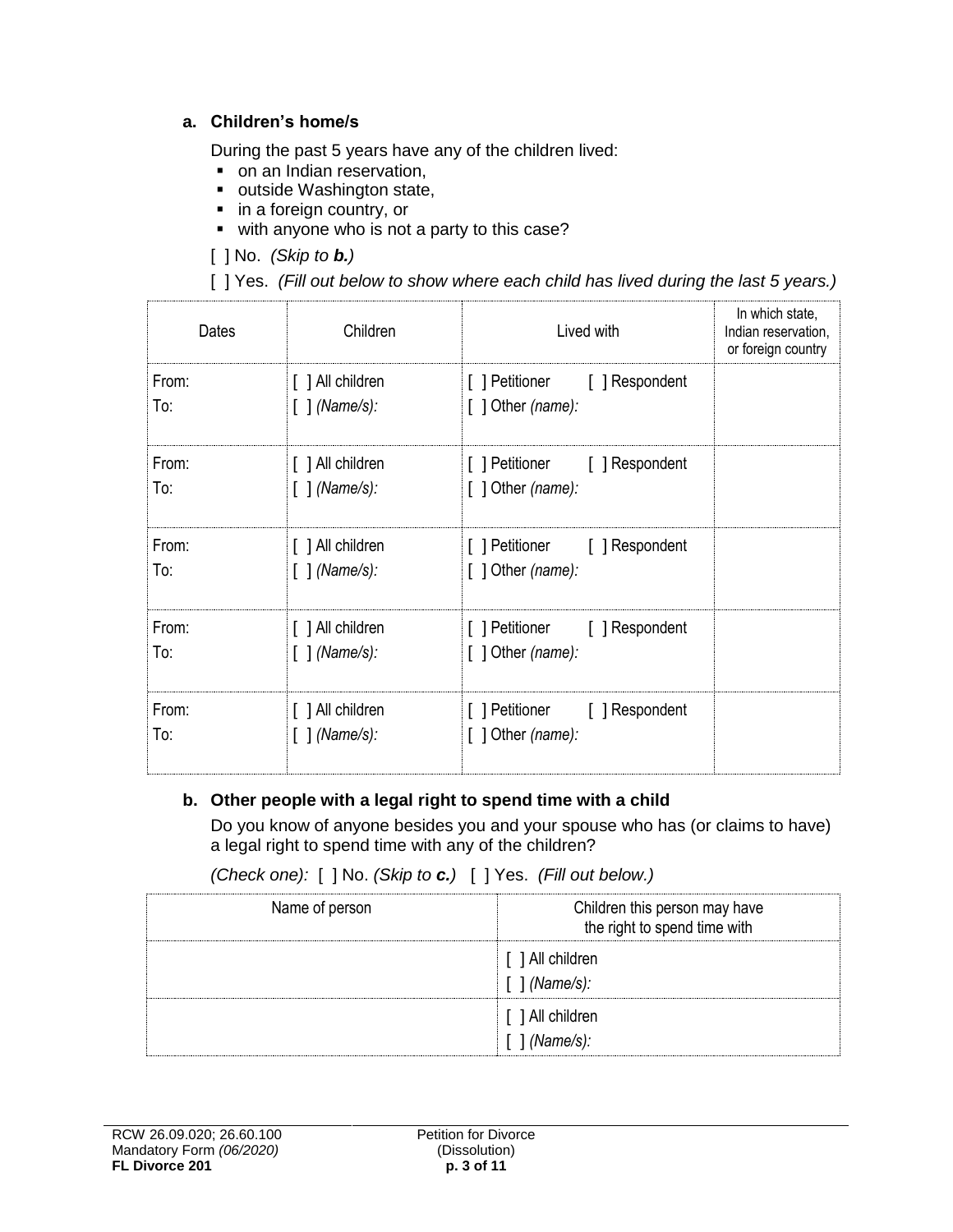**a. Children's home/s**

During the past 5 years have any of the children lived:

- on an Indian reservation,
- outside Washington state,
- in a foreign country, or
- with anyone who is not a party to this case?

[ ] No. *(Skip to **b.**)*

[ ] Yes. *(Fill out below to show where each child has lived during the last 5 years.)*

| Dates | Children | Lived with | In which state, Indian reservation, or foreign country |
|---|---|---|---|
| From:<br>To: | [ ] All children<br>[ ] *(Name/s):* | [ ] Petitioner [ ] Respondent<br>[ ] Other *(name):* | |
| From:<br>To: | [ ] All children<br>[ ] *(Name/s):* | [ ] Petitioner [ ] Respondent<br>[ ] Other *(name):* | |
| From:<br>To: | [ ] All children<br>[ ] *(Name/s):* | [ ] Petitioner [ ] Respondent<br>[ ] Other *(name):* | |
| From:<br>To: | [ ] All children<br>[ ] *(Name/s):* | [ ] Petitioner [ ] Respondent<br>[ ] Other *(name):* | |
| From:<br>To: | [ ] All children<br>[ ] *(Name/s):* | [ ] Petitioner [ ] Respondent<br>[ ] Other *(name):* | |

**b. Other people with a legal right to spend time with a child**

Do you know of anyone besides you and your spouse who has (or claims to have) a legal right to spend time with any of the children?

*(Check one):* [ ] No. *(Skip to **c.**)* [ ] Yes. *(Fill out below.)*

| Name of person | Children this person may have the right to spend time with |
|---|---|
| | [ ] All children<br>[ ] *(Name/s):* |
| | [ ] All children<br>[ ] *(Name/s):* |

RCW 26.09.020; 26.60.100
Mandatory Form *(06/2020)*
**FL Divorce 201**

Petition for Divorce (Dissolution)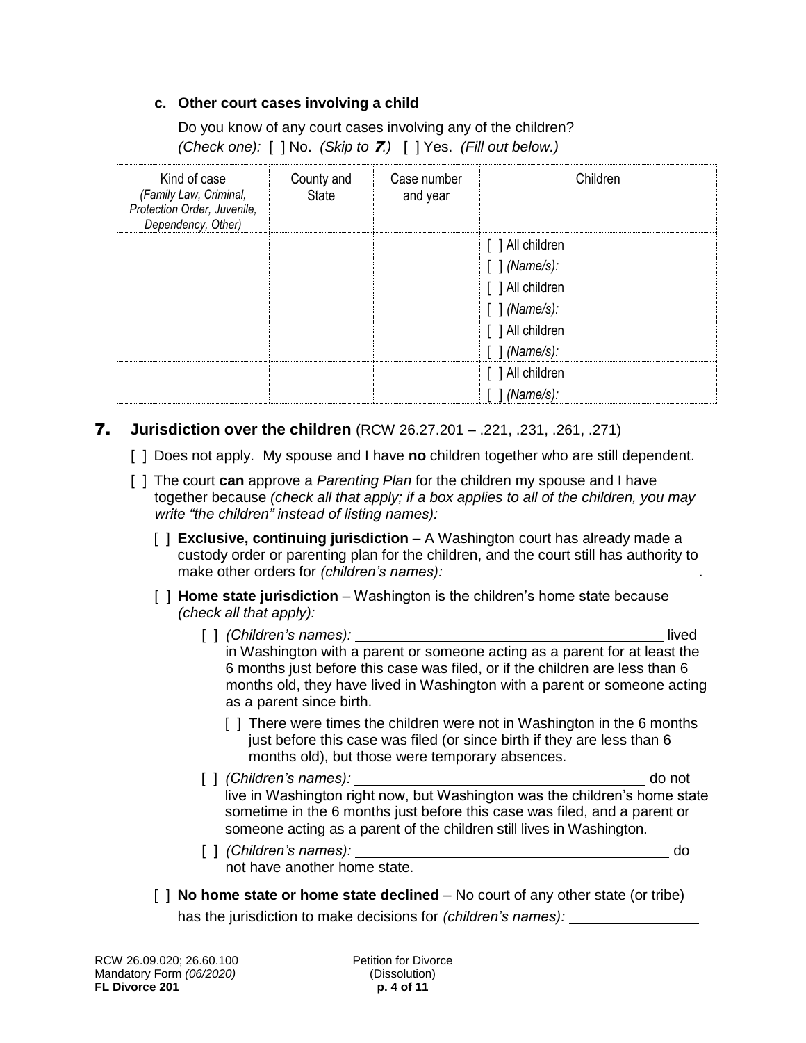**c. Other court cases involving a child**

Do you know of any court cases involving any of the children?
*(Check one):* [ ] No. *(Skip to **7**.)* [ ] Yes. *(Fill out below.)*

| Kind of case *(Family Law, Criminal, Protection Order, Juvenile, Dependency, Other)* | County and State | Case number and year | Children |
|---|---|---|---|
| | | | [ ] All children<br>[ ] *(Name/s):* |
| | | | [ ] All children<br>[ ] *(Name/s):* |
| | | | [ ] All children<br>[ ] *(Name/s):* |
| | | | [ ] All children<br>[ ] *(Name/s):* |

## 7. Jurisdiction over the children (RCW 26.27.201 – .221, .231, .261, .271)

[ ] Does not apply. My spouse and I have **no** children together who are still dependent.

[ ] The court **can** approve a *Parenting Plan* for the children my spouse and I have together because *(check all that apply; if a box applies to all of the children, you may write "the children" instead of listing names):*

- [ ] **Exclusive, continuing jurisdiction** – A Washington court has already made a custody order or parenting plan for the children, and the court still has authority to make other orders for *(children's names):* ________________.
- [ ] **Home state jurisdiction** – Washington is the children's home state because *(check all that apply):*
  - [ ] *(Children's names):* ________________ lived in Washington with a parent or someone acting as a parent for at least the 6 months just before this case was filed, or if the children are less than 6 months old, they have lived in Washington with a parent or someone acting as a parent since birth.
    - [ ] There were times the children were not in Washington in the 6 months just before this case was filed (or since birth if they are less than 6 months old), but those were temporary absences.
  - [ ] *(Children's names):* ________________ do not live in Washington right now, but Washington was the children's home state sometime in the 6 months just before this case was filed, and a parent or someone acting as a parent of the children still lives in Washington.
  - [ ] *(Children's names):* ________________ do not have another home state.
- [ ] **No home state or home state declined** – No court of any other state (or tribe) has the jurisdiction to make decisions for *(children's names):* ________________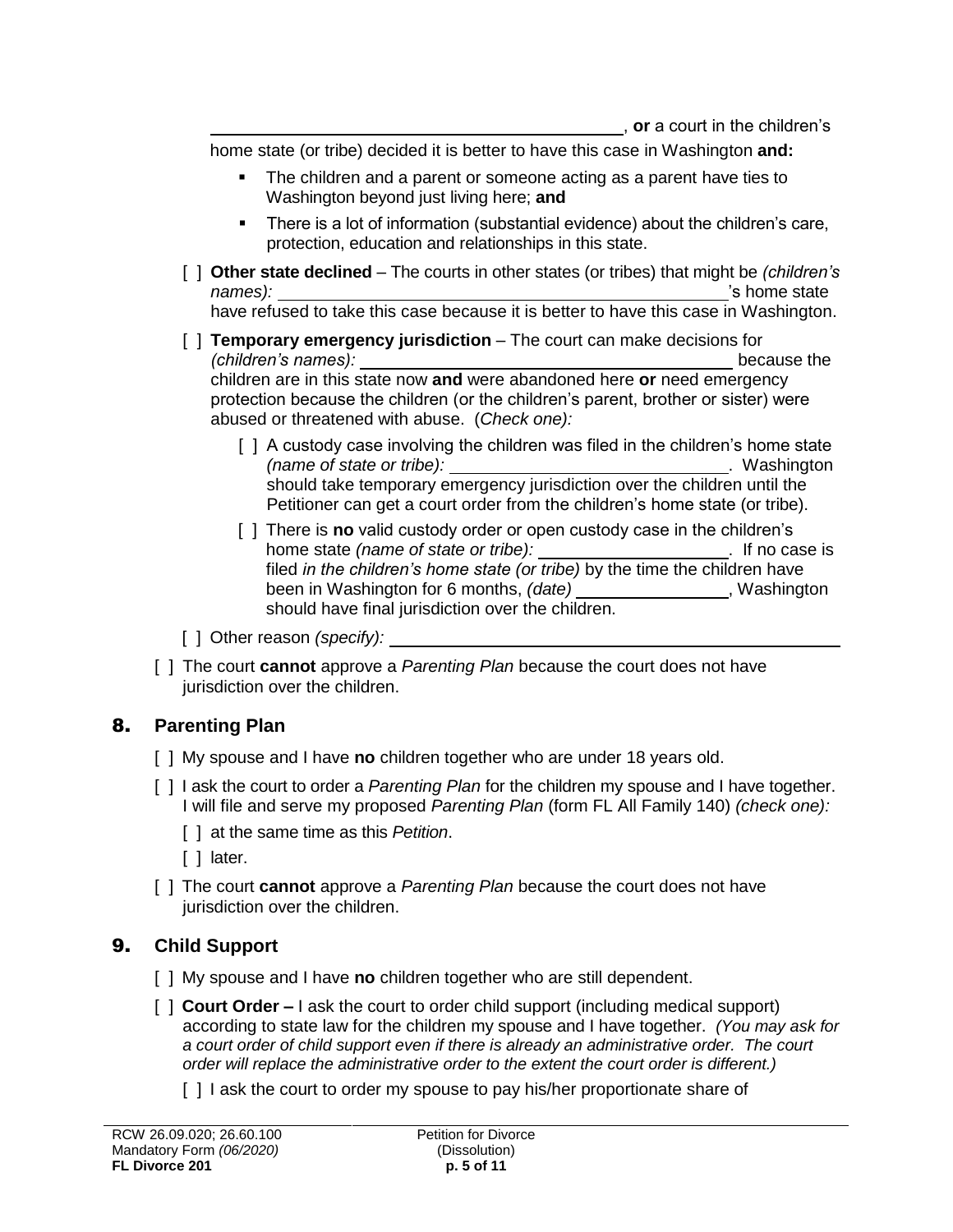\_\_\_\_\_\_\_\_\_\_\_\_\_\_\_\_\_\_\_\_\_\_\_\_\_\_\_\_\_\_\_\_\_\_\_\_\_\_\_\_, **or** a court in the children's home state (or tribe) decided it is better to have this case in Washington **and:**

- The children and a parent or someone acting as a parent have ties to Washington beyond just living here; **and**
- There is a lot of information (substantial evidence) about the children's care, protection, education and relationships in this state.

[ ] **Other state declined** – The courts in other states (or tribes) that might be *(children's names):* \_\_\_\_\_\_\_\_\_\_\_\_\_\_\_\_\_\_\_\_\_\_\_\_\_\_\_\_\_\_\_\_\_\_\_\_\_\_\_\_'s home state have refused to take this case because it is better to have this case in Washington.

[ ] **Temporary emergency jurisdiction** – The court can make decisions for *(children's names):* \_\_\_\_\_\_\_\_\_\_\_\_\_\_\_\_\_\_\_\_\_\_\_\_\_\_\_\_\_\_\_\_\_\_ because the children are in this state now **and** were abandoned here **or** need emergency protection because the children (or the children's parent, brother or sister) were abused or threatened with abuse. (*Check one):*

- [ ] A custody case involving the children was filed in the children's home state *(name of state or tribe):* \_\_\_\_\_\_\_\_\_\_\_\_\_\_\_\_\_\_\_\_\_\_\_\_\_\_. Washington should take temporary emergency jurisdiction over the children until the Petitioner can get a court order from the children's home state (or tribe).
- [ ] There is **no** valid custody order or open custody case in the children's home state *(name of state or tribe):* \_\_\_\_\_\_\_\_\_\_\_\_\_\_\_\_\_\_. If no case is filed *in the children's home state (or tribe)* by the time the children have been in Washington for 6 months, *(date)* \_\_\_\_\_\_\_\_\_\_\_\_\_\_, Washington should have final jurisdiction over the children.

[ ] Other reason *(specify):* \_\_\_\_\_\_\_\_\_\_\_\_\_\_\_\_\_\_\_\_\_\_\_\_\_\_\_\_\_\_\_\_\_\_\_\_\_\_\_\_\_\_\_\_

[ ] The court **cannot** approve a *Parenting Plan* because the court does not have jurisdiction over the children.

## 8. Parenting Plan

[ ] My spouse and I have **no** children together who are under 18 years old.

[ ] I ask the court to order a *Parenting Plan* for the children my spouse and I have together. I will file and serve my proposed *Parenting Plan* (form FL All Family 140) *(check one):*

- [ ] at the same time as this *Petition*.
- [ ] later.

[ ] The court **cannot** approve a *Parenting Plan* because the court does not have jurisdiction over the children.

## 9. Child Support

[ ] My spouse and I have **no** children together who are still dependent.

[ ] **Court Order –** I ask the court to order child support (including medical support) according to state law for the children my spouse and I have together. *(You may ask for a court order of child support even if there is already an administrative order. The court order will replace the administrative order to the extent the court order is different.)*

- [ ] I ask the court to order my spouse to pay his/her proportionate share of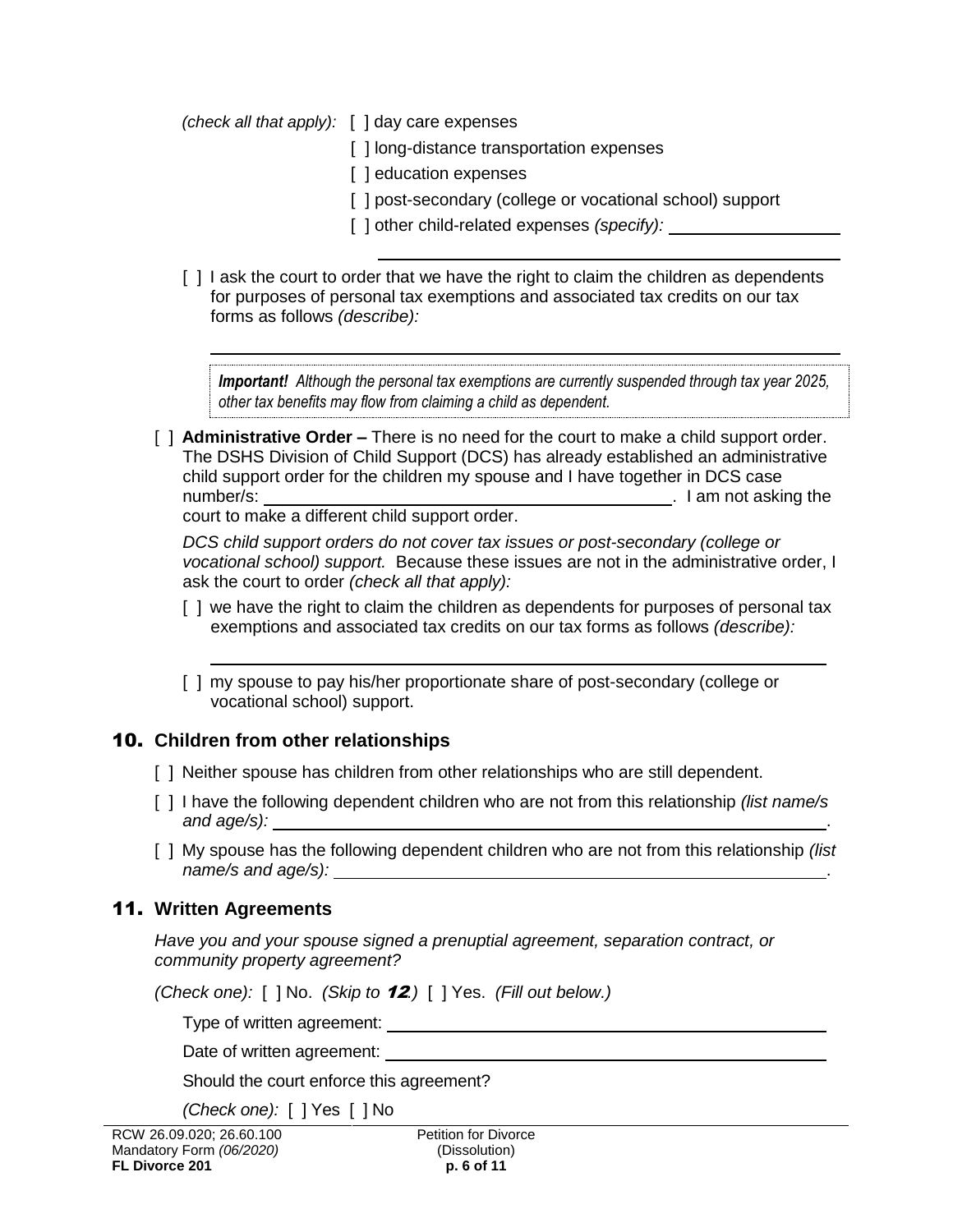*(check all that apply):* [ ] day care expenses

[ ] long-distance transportation expenses

[ ] education expenses

[ ] post-secondary (college or vocational school) support

[ ] other child-related expenses *(specify):* ______________________

______________________________________

[ ] I ask the court to order that we have the right to claim the children as dependents for purposes of personal tax exemptions and associated tax credits on our tax forms as follows *(describe):*

______________________________________

> ***Important!*** *Although the personal tax exemptions are currently suspended through tax year 2025, other tax benefits may flow from claiming a child as dependent.*

[ ] **Administrative Order –** There is no need for the court to make a child support order. The DSHS Division of Child Support (DCS) has already established an administrative child support order for the children my spouse and I have together in DCS case number/s: ______________________. I am not asking the court to make a different child support order.

*DCS child support orders do not cover tax issues or post-secondary (college or vocational school) support.* Because these issues are not in the administrative order, I ask the court to order *(check all that apply):*

[ ] we have the right to claim the children as dependents for purposes of personal tax exemptions and associated tax credits on our tax forms as follows *(describe):*

______________________________________

[ ] my spouse to pay his/her proportionate share of post-secondary (college or vocational school) support.

## 10. Children from other relationships

[ ] Neither spouse has children from other relationships who are still dependent.

[ ] I have the following dependent children who are not from this relationship *(list name/s and age/s):* ______________________.

[ ] My spouse has the following dependent children who are not from this relationship *(list name/s and age/s):* ______________________.

## 11. Written Agreements

*Have you and your spouse signed a prenuptial agreement, separation contract, or community property agreement?*

*(Check one):* [ ] No. *(Skip to **12**.)* [ ] Yes. *(Fill out below.)*

Type of written agreement: ______________________

Date of written agreement: ______________________

Should the court enforce this agreement?

*(Check one):* [ ] Yes [ ] No

RCW 26.09.020; 26.60.100
Mandatory Form *(06/2020)*
**FL Divorce 201**

Petition for Divorce (Dissolution)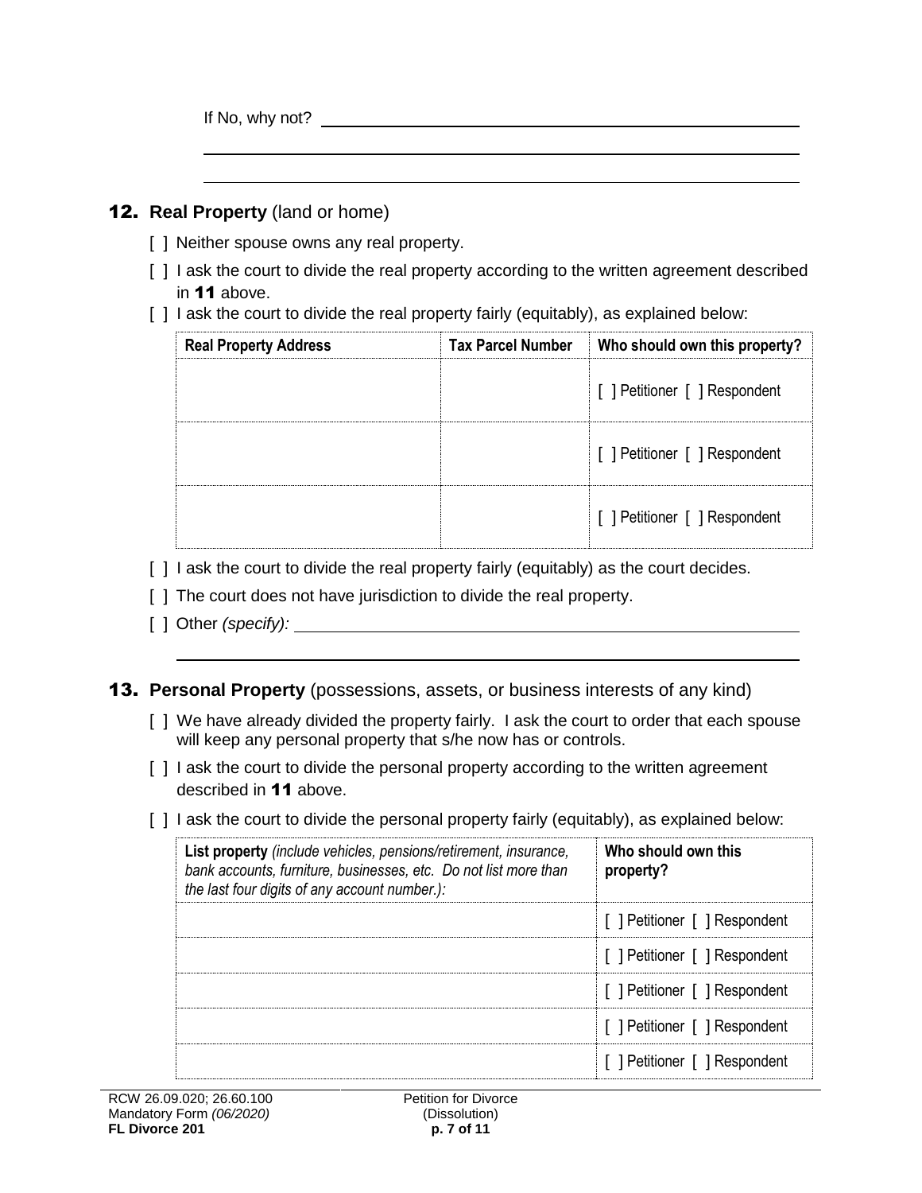If No, why not? ______________________________________________

______________________________________________

______________________________________________

## 12. **Real Property** (land or home)

[ ] Neither spouse owns any real property.

[ ] I ask the court to divide the real property according to the written agreement described in **11** above.

[ ] I ask the court to divide the real property fairly (equitably), as explained below:

| Real Property Address | Tax Parcel Number | Who should own this property? |
| --- | --- | --- |
| | | [ ] Petitioner [ ] Respondent |
| | | [ ] Petitioner [ ] Respondent |
| | | [ ] Petitioner [ ] Respondent |

[ ] I ask the court to divide the real property fairly (equitably) as the court decides.

[ ] The court does not have jurisdiction to divide the real property.

[ ] Other *(specify):* ______________________________________________

______________________________________________

## 13. **Personal Property** (possessions, assets, or business interests of any kind)

[ ] We have already divided the property fairly. I ask the court to order that each spouse will keep any personal property that s/he now has or controls.

[ ] I ask the court to divide the personal property according to the written agreement described in **11** above.

[ ] I ask the court to divide the personal property fairly (equitably), as explained below:

| **List property** *(include vehicles, pensions/retirement, insurance, bank accounts, furniture, businesses, etc. Do not list more than the last four digits of any account number.):* | **Who should own this property?** |
| --- | --- |
| | [ ] Petitioner [ ] Respondent |
| | [ ] Petitioner [ ] Respondent |
| | [ ] Petitioner [ ] Respondent |
| | [ ] Petitioner [ ] Respondent |
| | [ ] Petitioner [ ] Respondent |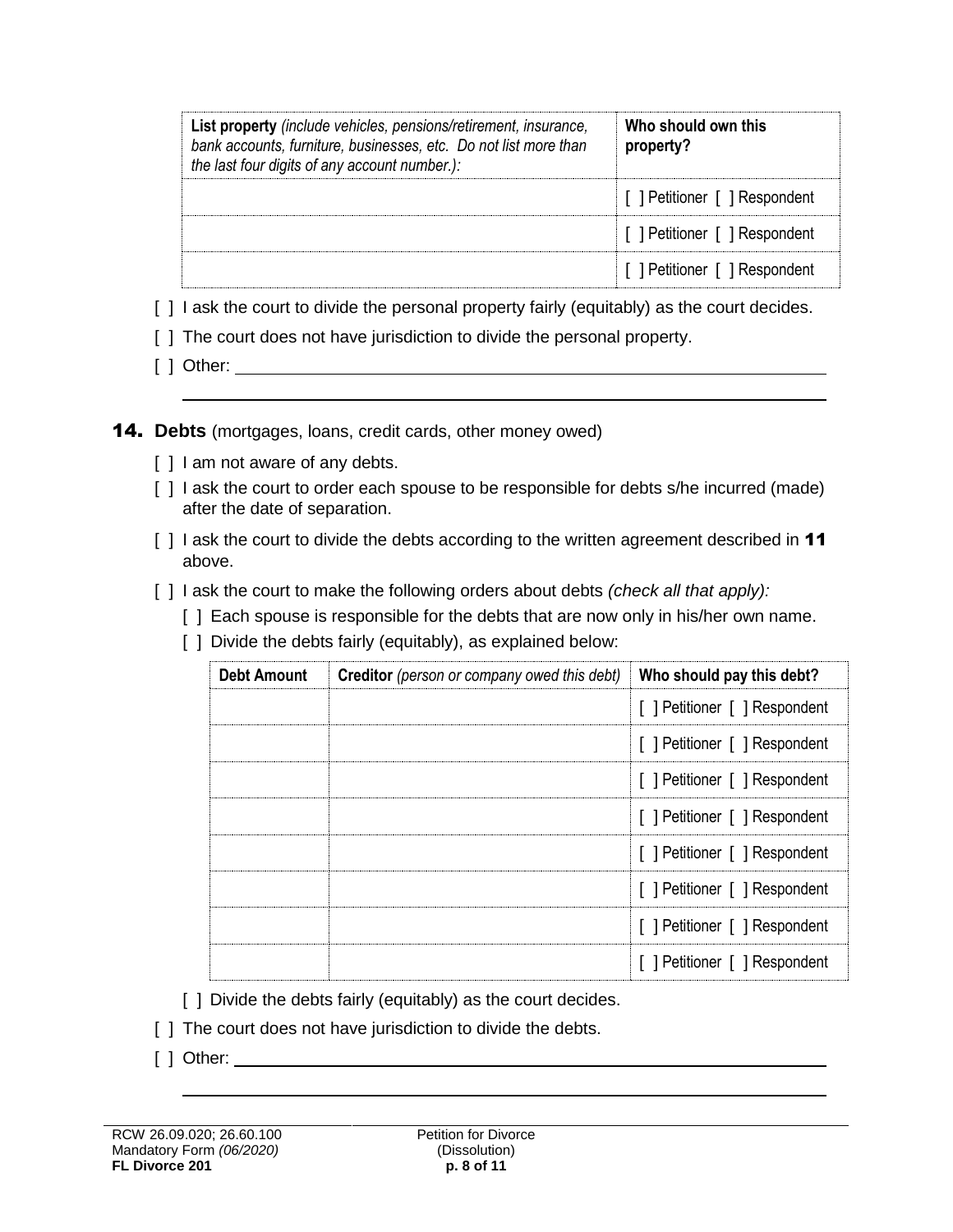| **List property** *(include vehicles, pensions/retirement, insurance, bank accounts, furniture, businesses, etc. Do not list more than the last four digits of any account number.):* | **Who should own this property?** |
|---|---|
| | [ ] Petitioner [ ] Respondent |
| | [ ] Petitioner [ ] Respondent |
| | [ ] Petitioner [ ] Respondent |

[ ] I ask the court to divide the personal property fairly (equitably) as the court decides.

[ ] The court does not have jurisdiction to divide the personal property.

[ ] Other: ______________________________________________

______________________________________________

## 14. Debts (mortgages, loans, credit cards, other money owed)

[ ] I am not aware of any debts.

[ ] I ask the court to order each spouse to be responsible for debts s/he incurred (made) after the date of separation.

[ ] I ask the court to divide the debts according to the written agreement described in **11** above.

[ ] I ask the court to make the following orders about debts *(check all that apply):*

- [ ] Each spouse is responsible for the debts that are now only in his/her own name.
- [ ] Divide the debts fairly (equitably), as explained below:

| **Debt Amount** | **Creditor** *(person or company owed this debt)* | **Who should pay this debt?** |
|---|---|---|
| | | [ ] Petitioner [ ] Respondent |
| | | [ ] Petitioner [ ] Respondent |
| | | [ ] Petitioner [ ] Respondent |
| | | [ ] Petitioner [ ] Respondent |
| | | [ ] Petitioner [ ] Respondent |
| | | [ ] Petitioner [ ] Respondent |
| | | [ ] Petitioner [ ] Respondent |
| | | [ ] Petitioner [ ] Respondent |

- [ ] Divide the debts fairly (equitably) as the court decides.

[ ] The court does not have jurisdiction to divide the debts.

[ ] Other: ______________________________________________

______________________________________________

RCW 26.09.020; 26.60.100
Mandatory Form *(06/2020)*
**FL Divorce 201**

Petition for Divorce
(Dissolution)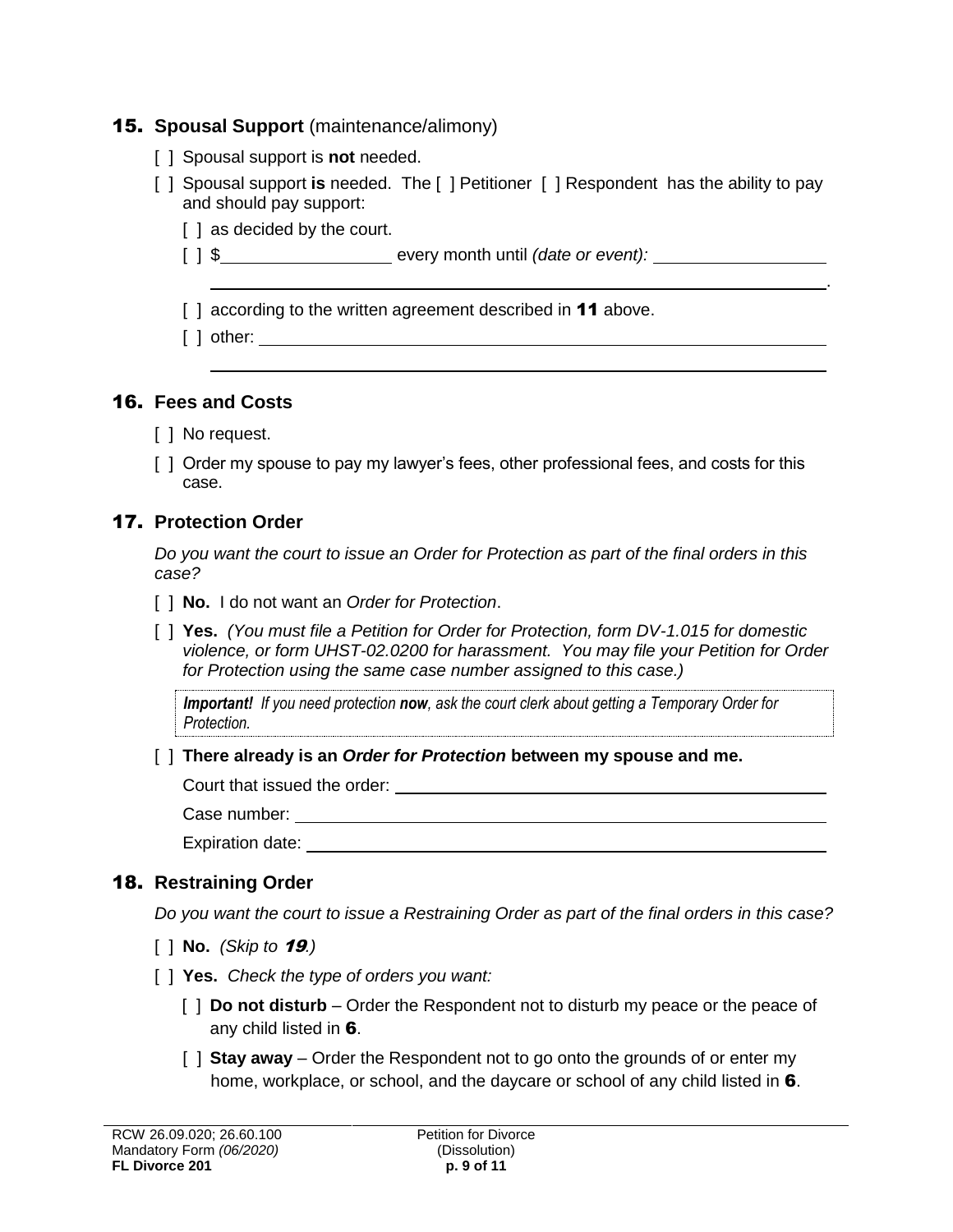## 15. Spousal Support (maintenance/alimony)

[ ] Spousal support is **not** needed.

[ ] Spousal support **is** needed. The [ ] Petitioner [ ] Respondent has the ability to pay and should pay support:

- [ ] as decided by the court.
- [ ] $__________________ every month until *(date or event):* __________________
  ____________________________________________________________________.
- [ ] according to the written agreement described in **11** above.
- [ ] other: ____________________________________________________________
  ____________________________________________________________________

## 16. Fees and Costs

[ ] No request.

[ ] Order my spouse to pay my lawyer's fees, other professional fees, and costs for this case.

## 17. Protection Order

*Do you want the court to issue an Order for Protection as part of the final orders in this case?*

[ ] **No.** I do not want an *Order for Protection*.

[ ] **Yes.** *(You must file a Petition for Order for Protection, form DV-1.015 for domestic violence, or form UHST-02.0200 for harassment. You may file your Petition for Order for Protection using the same case number assigned to this case.)*

> ***Important!*** *If you need protection* ***now****, ask the court clerk about getting a Temporary Order for Protection.*

[ ] **There already is an *Order for Protection* between my spouse and me.**

Court that issued the order: ____________________________________________

Case number: ______________________________________________________

Expiration date: ____________________________________________________

## 18. Restraining Order

*Do you want the court to issue a Restraining Order as part of the final orders in this case?*

[ ] **No.** *(Skip to* ***19****.)*

[ ] **Yes.** *Check the type of orders you want:*

- [ ] **Do not disturb** – Order the Respondent not to disturb my peace or the peace of any child listed in **6**.
- [ ] **Stay away** – Order the Respondent not to go onto the grounds of or enter my home, workplace, or school, and the daycare or school of any child listed in **6**.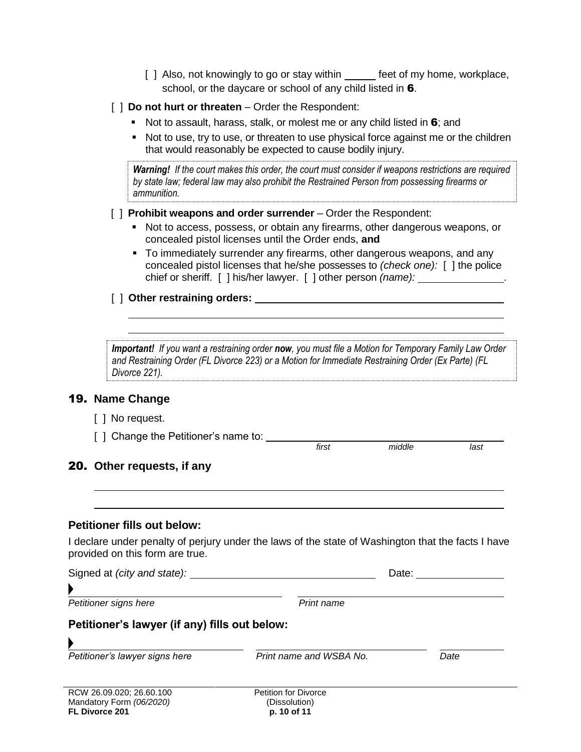[ ] Also, not knowingly to go or stay within _____ feet of my home, workplace, school, or the daycare or school of any child listed in **6**.

[ ] **Do not hurt or threaten** – Order the Respondent:

- Not to assault, harass, stalk, or molest me or any child listed in **6**; and
- Not to use, try to use, or threaten to use physical force against me or the children that would reasonably be expected to cause bodily injury.

> ***Warning!*** *If the court makes this order, the court must consider if weapons restrictions are required by state law; federal law may also prohibit the Restrained Person from possessing firearms or ammunition.*

[ ] **Prohibit weapons and order surrender** – Order the Respondent:

- Not to access, possess, or obtain any firearms, other dangerous weapons, or concealed pistol licenses until the Order ends, **and**
- To immediately surrender any firearms, other dangerous weapons, and any concealed pistol licenses that he/she possesses to *(check one):* [ ] the police chief or sheriff. [ ] his/her lawyer. [ ] other person *(name):* _______________.

[ ] **Other restraining orders:** _______________________________________________

_______________________________________________

_______________________________________________

> ***Important!*** *If you want a restraining order* ***now****, you must file a Motion for Temporary Family Law Order and Restraining Order (FL Divorce 223) or a Motion for Immediate Restraining Order (Ex Parte) (FL Divorce 221).*

## 19. Name Change

[ ] No request.

[ ] Change the Petitioner's name to: _______________________________________________
*first* *middle* *last*

## 20. Other requests, if any

_______________________________________________

_______________________________________________

### Petitioner fills out below:

I declare under penalty of perjury under the laws of the state of Washington that the facts I have provided on this form are true.

Signed at *(city and state):* _______________________________ Date: _______________

▶ _______________________________ _______________________________
*Petitioner signs here* *Print name*

### Petitioner's lawyer (if any) fills out below:

▶ _______________________________ _______________________________ _______________
*Petitioner's lawyer signs here* *Print name and WSBA No.* *Date*

RCW 26.09.020; 26.60.100
Mandatory Form *(06/2020)*
**FL Divorce 201**

Petition for Divorce (Dissolution)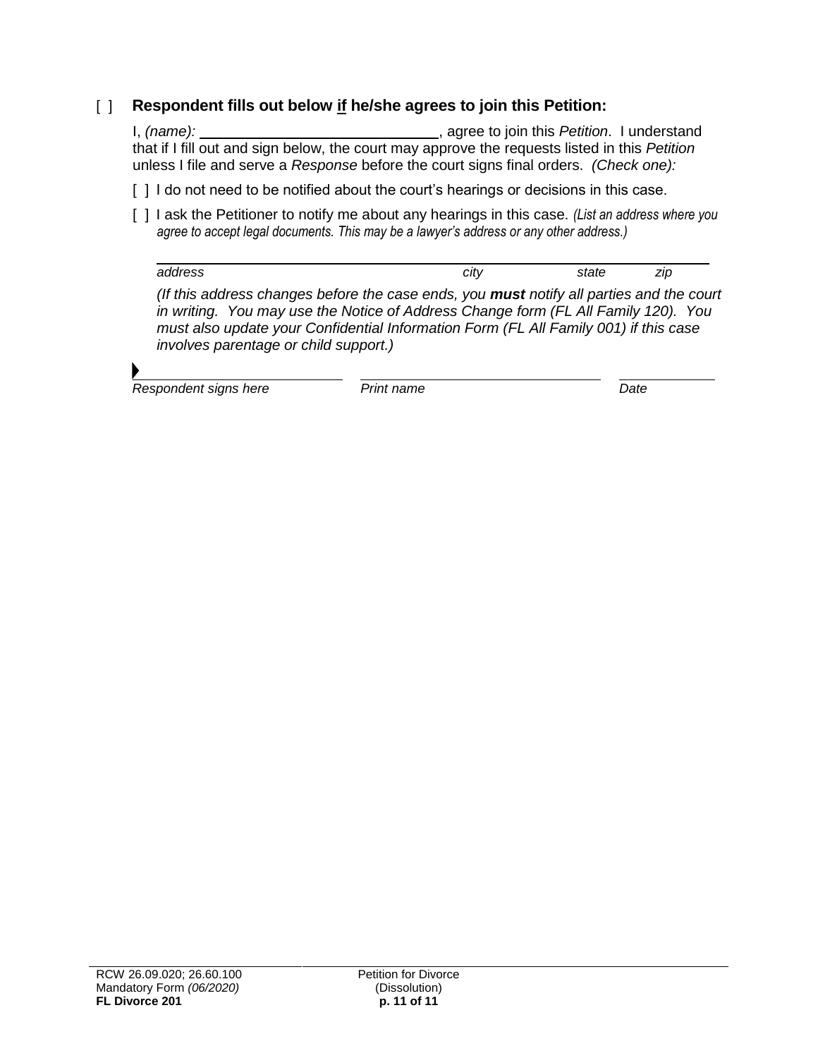[ ] **Respondent fills out below <u>if</u> he/she agrees to join this Petition:**

I, *(name):* \_\_\_\_\_\_\_\_\_\_\_\_\_\_\_\_\_\_\_\_\_\_\_\_\_\_\_\_, agree to join this *Petition*. I understand that if I fill out and sign below, the court may approve the requests listed in this *Petition* unless I file and serve a *Response* before the court signs final orders. *(Check one):*

[ ] I do not need to be notified about the court's hearings or decisions in this case.

[ ] I ask the Petitioner to notify me about any hearings in this case. *(List an address where you agree to accept legal documents. This may be a lawyer's address or any other address.)*

\_\_\_\_\_\_\_\_\_\_\_\_\_\_\_\_\_\_\_\_\_\_\_\_\_\_\_\_\_\_\_\_\_\_\_\_\_\_\_\_\_\_\_\_\_\_\_\_\_\_\_\_\_\_\_\_\_\_\_\_
*address* *city* *state* *zip*

*(If this address changes before the case ends, you* ***must*** *notify all parties and the court in writing. You may use the Notice of Address Change form (FL All Family 120). You must also update your Confidential Information Form (FL All Family 001) if this case involves parentage or child support.)*

| | | |
|---|---|---|
| ► \_\_\_\_\_\_\_\_\_\_\_\_\_\_\_\_\_\_\_\_ | \_\_\_\_\_\_\_\_\_\_\_\_\_\_\_\_\_\_\_\_ | \_\_\_\_\_\_\_\_\_\_ |
| *Respondent signs here* | *Print name* | *Date* |